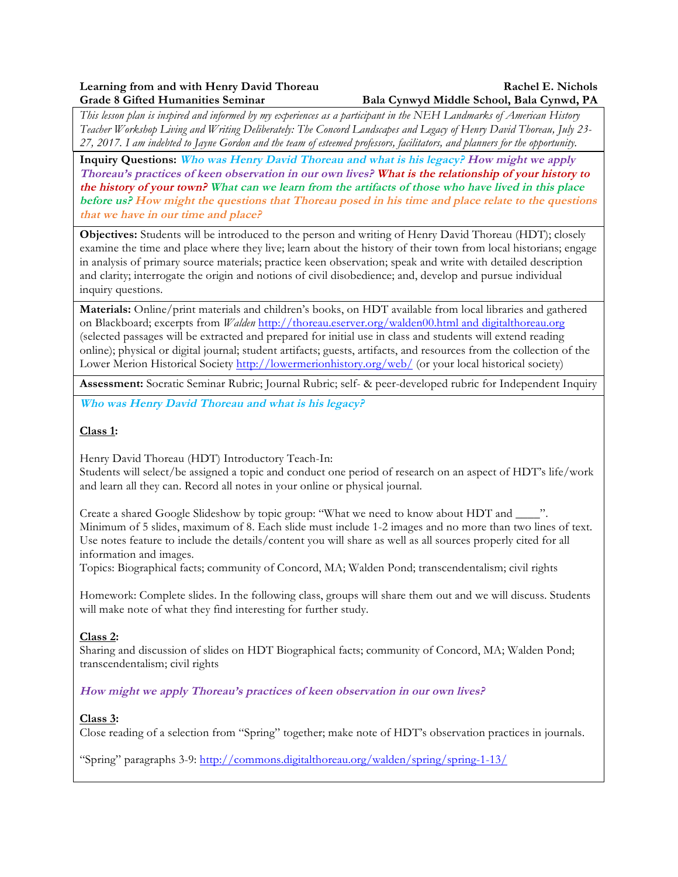**Learning from and with Henry David Thoreau** **Rachel E. Nichols**
**Grade 8 Gifted Humanities Seminar** **Bala Cynwyd Middle School, Bala Cynwd, PA**

*This lesson plan is inspired and informed by my experiences as a participant in the NEH Landmarks of American History Teacher Workshop Living and Writing Deliberately: The Concord Landscapes and Legacy of Henry David Thoreau, July 23-27, 2017. I am indebted to Jayne Gordon and the team of esteemed professors, facilitators, and planners for the opportunity.*

**Inquiry Questions:** ***Who was Henry David Thoreau and what is his legacy? How might we apply Thoreau's practices of keen observation in our own lives? What is the relationship of your history to the history of your town? What can we learn from the artifacts of those who have lived in this place before us? How might the questions that Thoreau posed in his time and place relate to the questions that we have in our time and place?***

**Objectives:** Students will be introduced to the person and writing of Henry David Thoreau (HDT); closely examine the time and place where they live; learn about the history of their town from local historians; engage in analysis of primary source materials; practice keen observation; speak and write with detailed description and clarity; interrogate the origin and notions of civil disobedience; and, develop and pursue individual inquiry questions.

**Materials:** Online/print materials and children's books, on HDT available from local libraries and gathered on Blackboard; excerpts from *Walden* http://thoreau.eserver.org/walden00.html and digitalthoreau.org (selected passages will be extracted and prepared for initial use in class and students will extend reading online); physical or digital journal; student artifacts; guests, artifacts, and resources from the collection of the Lower Merion Historical Society http://lowermerionhistory.org/web/ (or your local historical society)

**Assessment:** Socratic Seminar Rubric; Journal Rubric; self- & peer-developed rubric for Independent Inquiry

***Who was Henry David Thoreau and what is his legacy?***

**Class 1:**

Henry David Thoreau (HDT) Introductory Teach-In:
Students will select/be assigned a topic and conduct one period of research on an aspect of HDT's life/work and learn all they can. Record all notes in your online or physical journal.

Create a shared Google Slideshow by topic group: "What we need to know about HDT and \_\_\_\_".
Minimum of 5 slides, maximum of 8. Each slide must include 1-2 images and no more than two lines of text. Use notes feature to include the details/content you will share as well as all sources properly cited for all information and images.
Topics: Biographical facts; community of Concord, MA; Walden Pond; transcendentalism; civil rights

Homework: Complete slides. In the following class, groups will share them out and we will discuss. Students will make note of what they find interesting for further study.

**Class 2:**
Sharing and discussion of slides on HDT Biographical facts; community of Concord, MA; Walden Pond; transcendentalism; civil rights

***How might we apply Thoreau's practices of keen observation in our own lives?***

**Class 3:**
Close reading of a selection from "Spring" together; make note of HDT's observation practices in journals.

"Spring" paragraphs 3-9: http://commons.digitalthoreau.org/walden/spring/spring-1-13/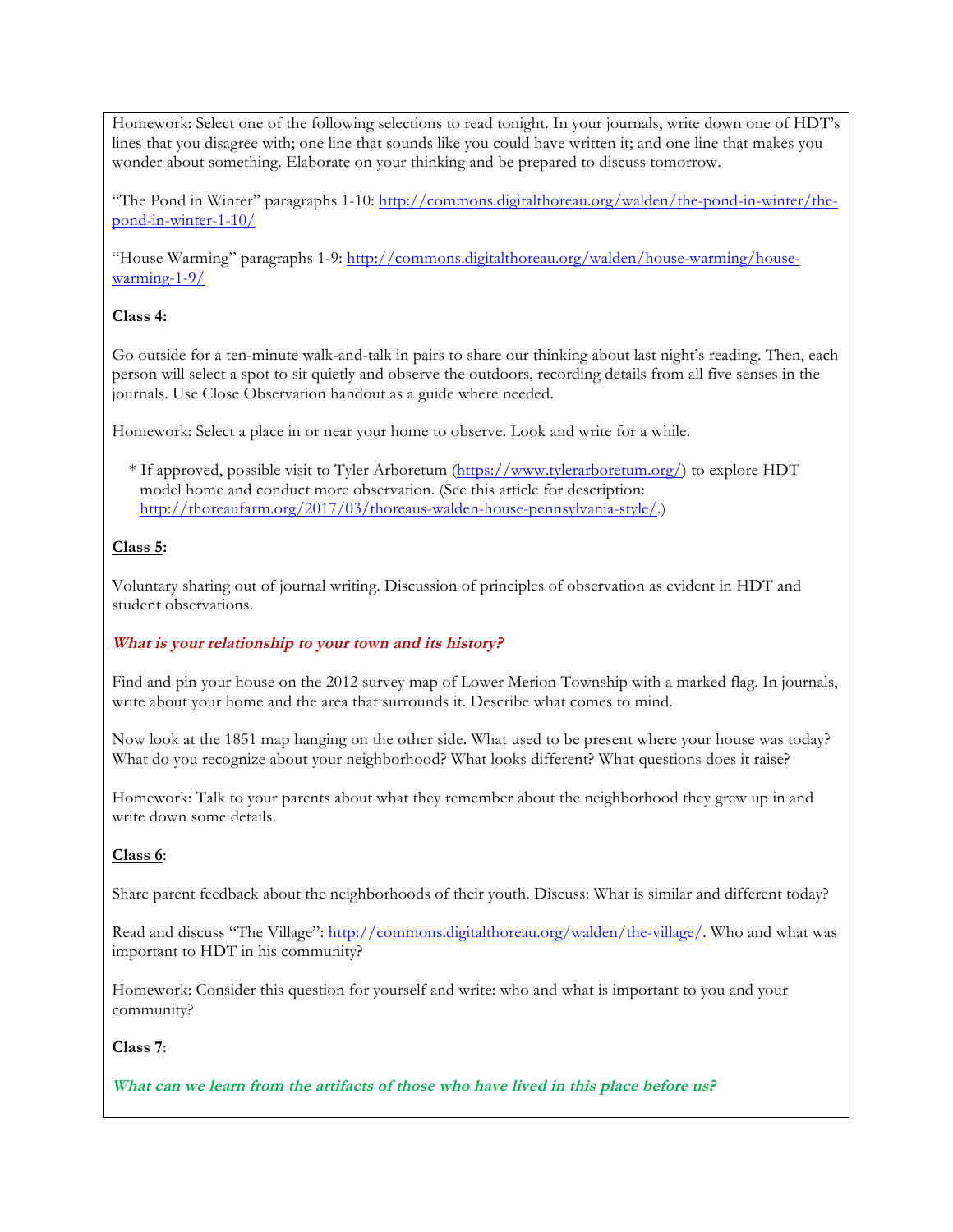Homework: Select one of the following selections to read tonight. In your journals, write down one of HDT's lines that you disagree with; one line that sounds like you could have written it; and one line that makes you wonder about something. Elaborate on your thinking and be prepared to discuss tomorrow.

"The Pond in Winter" paragraphs 1-10: http://commons.digitalthoreau.org/walden/the-pond-in-winter/the-pond-in-winter-1-10/

"House Warming" paragraphs 1-9: http://commons.digitalthoreau.org/walden/house-warming/house-warming-1-9/

**Class 4:**

Go outside for a ten-minute walk-and-talk in pairs to share our thinking about last night's reading. Then, each person will select a spot to sit quietly and observe the outdoors, recording details from all five senses in the journals. Use Close Observation handout as a guide where needed.

Homework: Select a place in or near your home to observe. Look and write for a while.

* If approved, possible visit to Tyler Arboretum (https://www.tylerarboretum.org/) to explore HDT model home and conduct more observation. (See this article for description: http://thoreaufarm.org/2017/03/thoreaus-walden-house-pennsylvania-style/.)

**Class 5:**

Voluntary sharing out of journal writing. Discussion of principles of observation as evident in HDT and student observations.

***What is your relationship to your town and its history?***

Find and pin your house on the 2012 survey map of Lower Merion Township with a marked flag. In journals, write about your home and the area that surrounds it. Describe what comes to mind.

Now look at the 1851 map hanging on the other side. What used to be present where your house was today? What do you recognize about your neighborhood? What looks different? What questions does it raise?

Homework: Talk to your parents about what they remember about the neighborhood they grew up in and write down some details.

**Class 6**:

Share parent feedback about the neighborhoods of their youth. Discuss: What is similar and different today?

Read and discuss "The Village": http://commons.digitalthoreau.org/walden/the-village/. Who and what was important to HDT in his community?

Homework: Consider this question for yourself and write: who and what is important to you and your community?

**Class 7**:

***What can we learn from the artifacts of those who have lived in this place before us?***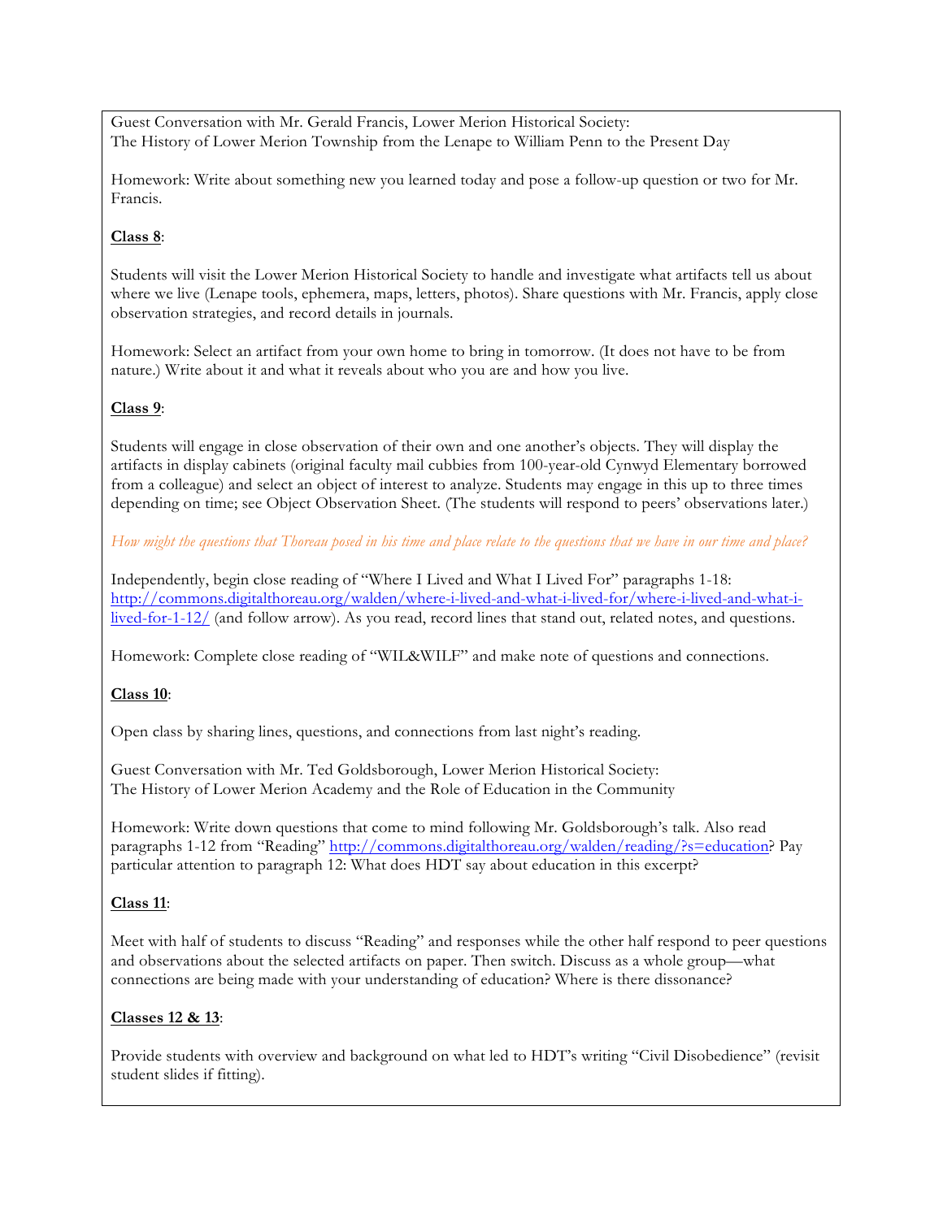Guest Conversation with Mr. Gerald Francis, Lower Merion Historical Society:
The History of Lower Merion Township from the Lenape to William Penn to the Present Day

Homework: Write about something new you learned today and pose a follow-up question or two for Mr. Francis.

**Class 8**:

Students will visit the Lower Merion Historical Society to handle and investigate what artifacts tell us about where we live (Lenape tools, ephemera, maps, letters, photos). Share questions with Mr. Francis, apply close observation strategies, and record details in journals.

Homework: Select an artifact from your own home to bring in tomorrow. (It does not have to be from nature.) Write about it and what it reveals about who you are and how you live.

**Class 9**:

Students will engage in close observation of their own and one another's objects. They will display the artifacts in display cabinets (original faculty mail cubbies from 100-year-old Cynwyd Elementary borrowed from a colleague) and select an object of interest to analyze. Students may engage in this up to three times depending on time; see Object Observation Sheet. (The students will respond to peers' observations later.)

*How might the questions that Thoreau posed in his time and place relate to the questions that we have in our time and place?*

Independently, begin close reading of "Where I Lived and What I Lived For" paragraphs 1-18: http://commons.digitalthoreau.org/walden/where-i-lived-and-what-i-lived-for/where-i-lived-and-what-i-lived-for-1-12/ (and follow arrow). As you read, record lines that stand out, related notes, and questions.

Homework: Complete close reading of "WIL&WILF" and make note of questions and connections.

**Class 10**:

Open class by sharing lines, questions, and connections from last night's reading.

Guest Conversation with Mr. Ted Goldsborough, Lower Merion Historical Society:
The History of Lower Merion Academy and the Role of Education in the Community

Homework: Write down questions that come to mind following Mr. Goldsborough's talk. Also read paragraphs 1-12 from "Reading" http://commons.digitalthoreau.org/walden/reading/?s=education? Pay particular attention to paragraph 12: What does HDT say about education in this excerpt?

**Class 11**:

Meet with half of students to discuss "Reading" and responses while the other half respond to peer questions and observations about the selected artifacts on paper. Then switch. Discuss as a whole group—what connections are being made with your understanding of education? Where is there dissonance?

**Classes 12 & 13**:

Provide students with overview and background on what led to HDT's writing "Civil Disobedience" (revisit student slides if fitting).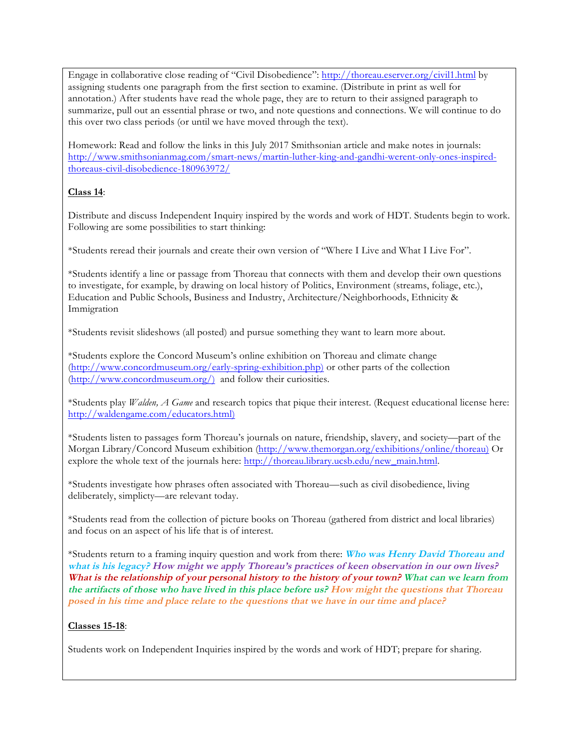Engage in collaborative close reading of "Civil Disobedience": http://thoreau.eserver.org/civil1.html by assigning students one paragraph from the first section to examine. (Distribute in print as well for annotation.) After students have read the whole page, they are to return to their assigned paragraph to summarize, pull out an essential phrase or two, and note questions and connections. We will continue to do this over two class periods (or until we have moved through the text).

Homework: Read and follow the links in this July 2017 Smithsonian article and make notes in journals: http://www.smithsonianmag.com/smart-news/martin-luther-king-and-gandhi-werent-only-ones-inspired-thoreaus-civil-disobedience-180963972/

**Class 14**:

Distribute and discuss Independent Inquiry inspired by the words and work of HDT. Students begin to work. Following are some possibilities to start thinking:

*Students reread their journals and create their own version of "Where I Live and What I Live For".

*Students identify a line or passage from Thoreau that connects with them and develop their own questions to investigate, for example, by drawing on local history of Politics, Environment (streams, foliage, etc.), Education and Public Schools, Business and Industry, Architecture/Neighborhoods, Ethnicity & Immigration

*Students revisit slideshows (all posted) and pursue something they want to learn more about.

*Students explore the Concord Museum's online exhibition on Thoreau and climate change (http://www.concordmuseum.org/early-spring-exhibition.php) or other parts of the collection (http://www.concordmuseum.org/) and follow their curiosities.

*Students play *Walden, A Game* and research topics that pique their interest. (Request educational license here: http://waldengame.com/educators.html)

*Students listen to passages form Thoreau's journals on nature, friendship, slavery, and society—part of the Morgan Library/Concord Museum exhibition (http://www.themorgan.org/exhibitions/online/thoreau) Or explore the whole text of the journals here: http://thoreau.library.ucsb.edu/new_main.html.

*Students investigate how phrases often associated with Thoreau—such as civil disobedience, living deliberately, simplicty—are relevant today.

*Students read from the collection of picture books on Thoreau (gathered from district and local libraries) and focus on an aspect of his life that is of interest.

*Students return to a framing inquiry question and work from there: ***Who was Henry David Thoreau and what is his legacy? How might we apply Thoreau's practices of keen observation in our own lives? What is the relationship of your personal history to the history of your town? What can we learn from the artifacts of those who have lived in this place before us? How might the questions that Thoreau posed in his time and place relate to the questions that we have in our time and place?***

**Classes 15-18**:

Students work on Independent Inquiries inspired by the words and work of HDT; prepare for sharing.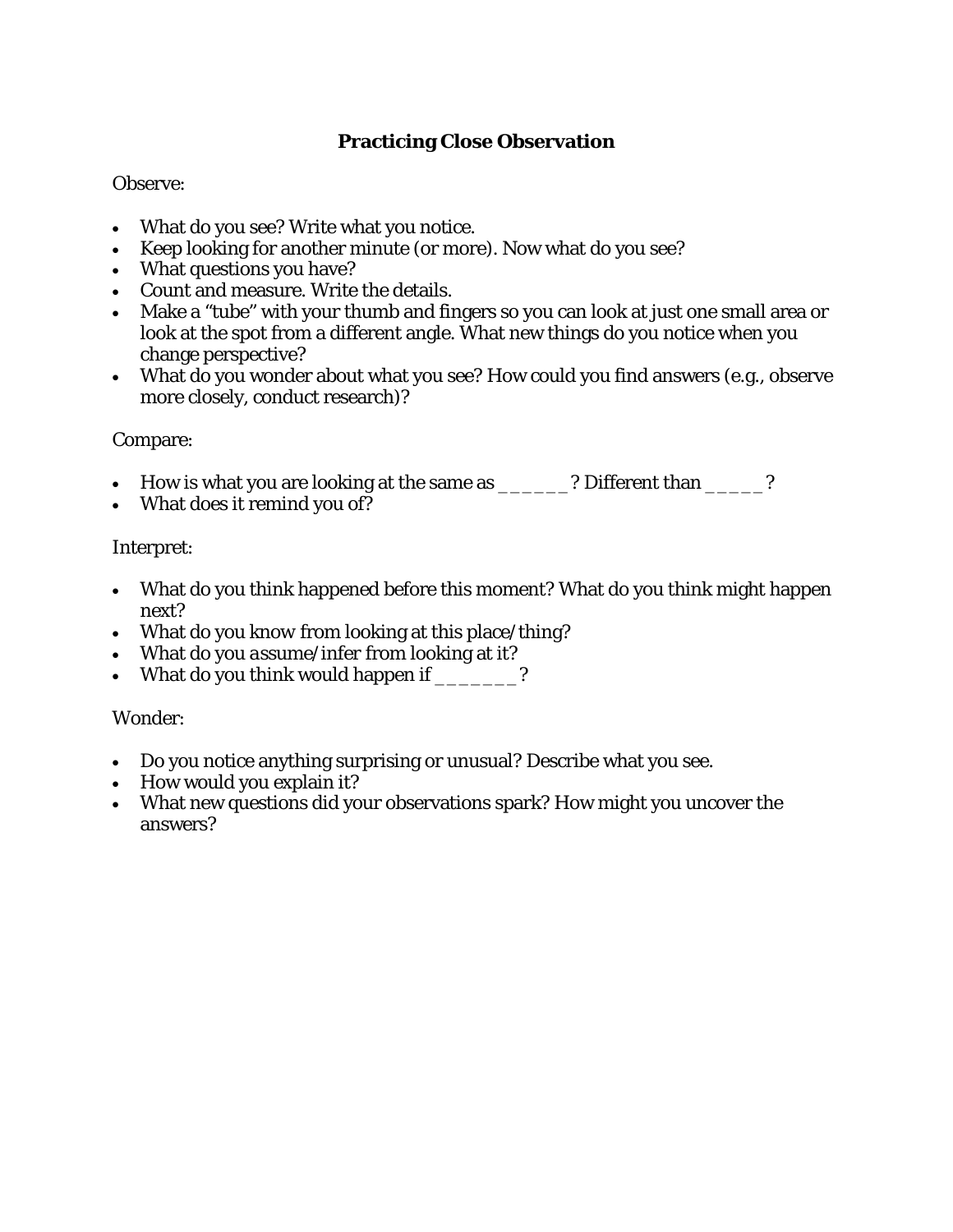# Practicing Close Observation

Observe:

- What do you see? Write what you notice.
- Keep looking for another minute (or more). Now what do you see?
- What questions you have?
- Count and measure. Write the details.
- Make a "tube" with your thumb and fingers so you can look at just one small area or look at the spot from a different angle. What new things do you notice when you change perspective?
- What do you wonder about what you see? How could you find answers (e.g., observe more closely, conduct research)?

Compare:

- How is what you are looking at the same as ______? Different than _____?
- What does it remind you of?

Interpret:

- What do you think happened before this moment? What do you think might happen next?
- What do you know from looking at this place/thing?
- What do you *assume/infer* from looking at it?
- What do you think would happen if _______?

Wonder:

- Do you notice anything surprising or unusual? Describe what you see.
- How would you explain it?
- What new questions did your observations spark? How might you uncover the answers?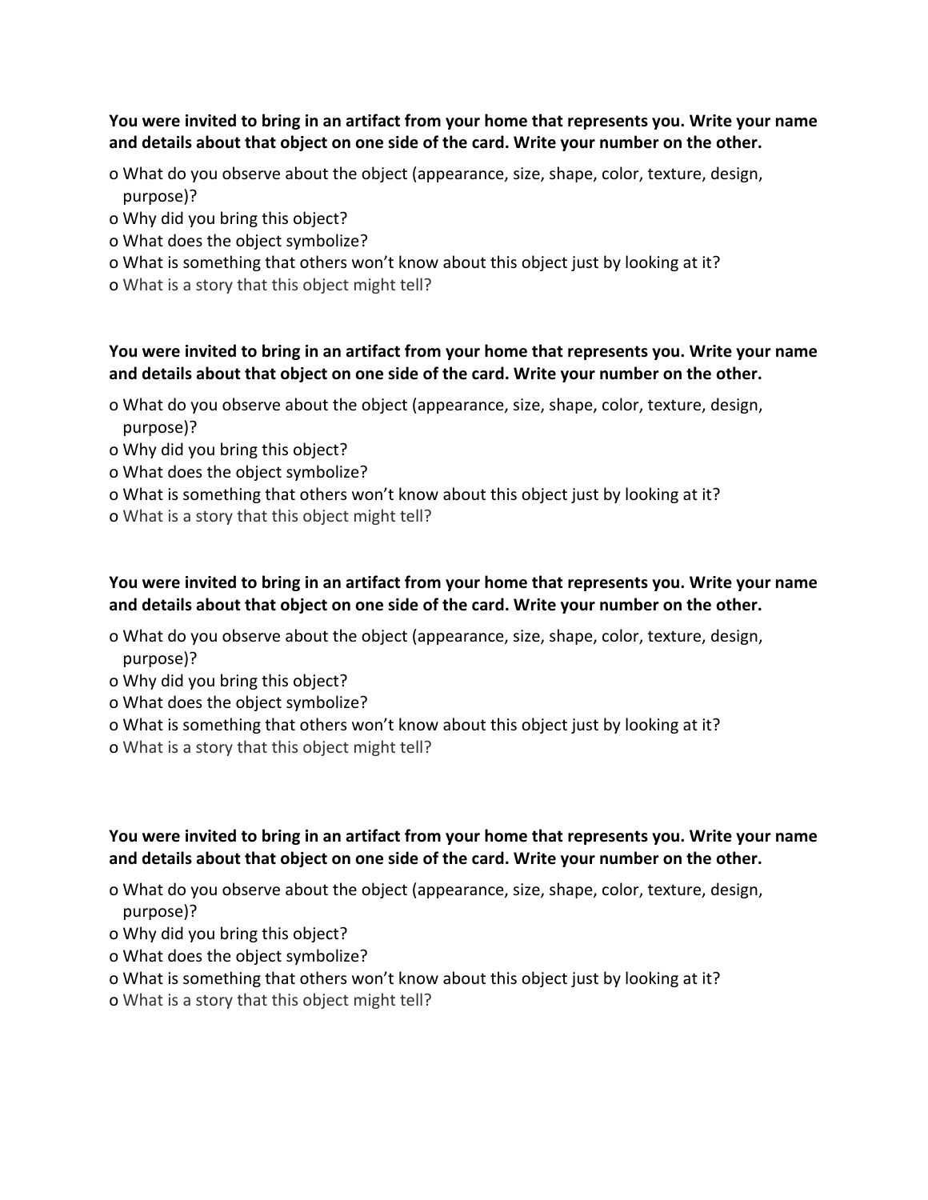**You were invited to bring in an artifact from your home that represents you. Write your name and details about that object on one side of the card. Write your number on the other.**

- What do you observe about the object (appearance, size, shape, color, texture, design, purpose)?
- Why did you bring this object?
- What does the object symbolize?
- What is something that others won't know about this object just by looking at it?
- What is a story that this object might tell?

**You were invited to bring in an artifact from your home that represents you. Write your name and details about that object on one side of the card. Write your number on the other.**

- What do you observe about the object (appearance, size, shape, color, texture, design, purpose)?
- Why did you bring this object?
- What does the object symbolize?
- What is something that others won't know about this object just by looking at it?
- What is a story that this object might tell?

**You were invited to bring in an artifact from your home that represents you. Write your name and details about that object on one side of the card. Write your number on the other.**

- What do you observe about the object (appearance, size, shape, color, texture, design, purpose)?
- Why did you bring this object?
- What does the object symbolize?
- What is something that others won't know about this object just by looking at it?
- What is a story that this object might tell?

**You were invited to bring in an artifact from your home that represents you. Write your name and details about that object on one side of the card. Write your number on the other.**

- What do you observe about the object (appearance, size, shape, color, texture, design, purpose)?
- Why did you bring this object?
- What does the object symbolize?
- What is something that others won't know about this object just by looking at it?
- What is a story that this object might tell?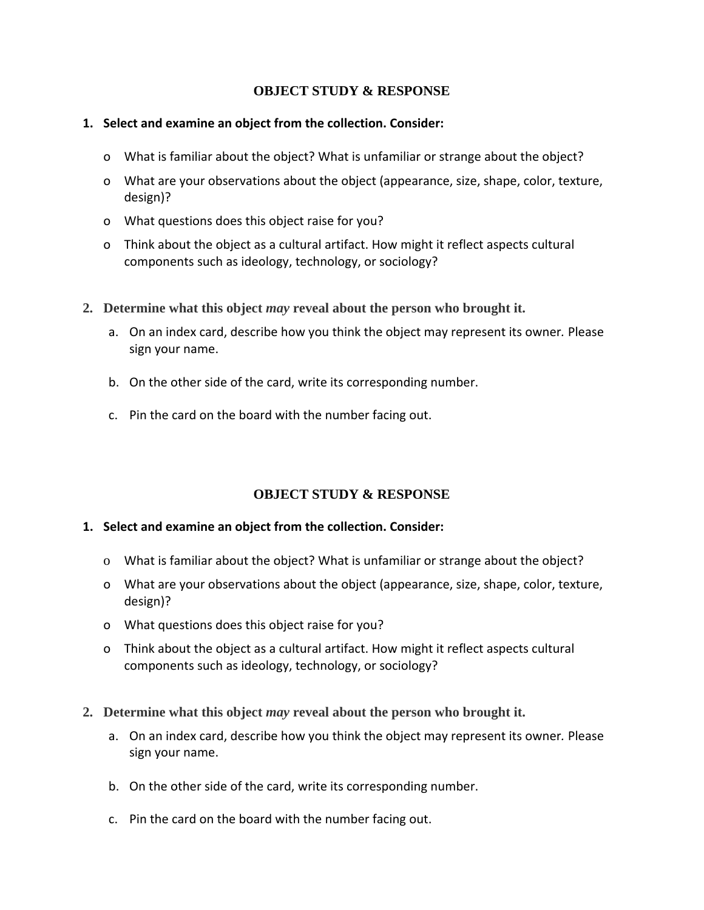## OBJECT STUDY & RESPONSE

1. **Select and examine an object from the collection. Consider:**

    - What is familiar about the object? What is unfamiliar or strange about the object?
    - What are your observations about the object (appearance, size, shape, color, texture, design)?
    - What questions does this object raise for you?
    - Think about the object as a cultural artifact. How might it reflect aspects cultural components such as ideology, technology, or sociology?

2. **Determine what this object *may* reveal about the person who brought it.**

    a. On an index card, describe how you think the object may represent its owner. Please sign your name.

    b. On the other side of the card, write its corresponding number.

    c. Pin the card on the board with the number facing out.

## OBJECT STUDY & RESPONSE

1. **Select and examine an object from the collection. Consider:**

    - What is familiar about the object? What is unfamiliar or strange about the object?
    - What are your observations about the object (appearance, size, shape, color, texture, design)?
    - What questions does this object raise for you?
    - Think about the object as a cultural artifact. How might it reflect aspects cultural components such as ideology, technology, or sociology?

2. **Determine what this object *may* reveal about the person who brought it.**

    a. On an index card, describe how you think the object may represent its owner. Please sign your name.

    b. On the other side of the card, write its corresponding number.

    c. Pin the card on the board with the number facing out.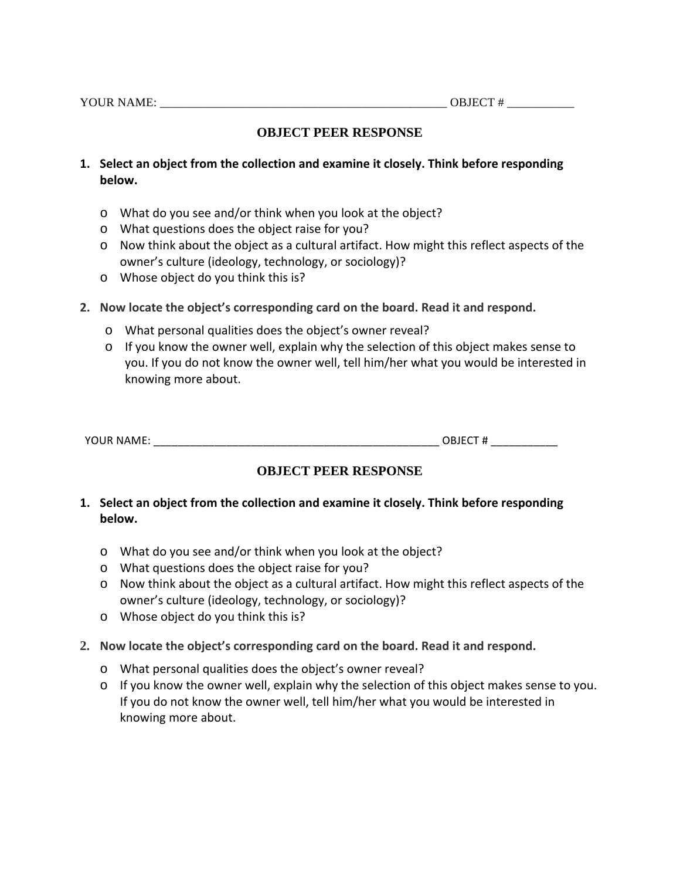YOUR NAME: _______________________________________________ OBJECT # ___________

## OBJECT PEER RESPONSE

1. **Select an object from the collection and examine it closely. Think before responding below.**

    - What do you see and/or think when you look at the object?
    - What questions does the object raise for you?
    - Now think about the object as a cultural artifact. How might this reflect aspects of the owner's culture (ideology, technology, or sociology)?
    - Whose object do you think this is?

2. **Now locate the object's corresponding card on the board. Read it and respond.**

    - What personal qualities does the object's owner reveal?
    - If you know the owner well, explain why the selection of this object makes sense to you. If you do not know the owner well, tell him/her what you would be interested in knowing more about.

YOUR NAME: _______________________________________________ OBJECT # ___________

## OBJECT PEER RESPONSE

1. **Select an object from the collection and examine it closely. Think before responding below.**

    - What do you see and/or think when you look at the object?
    - What questions does the object raise for you?
    - Now think about the object as a cultural artifact. How might this reflect aspects of the owner's culture (ideology, technology, or sociology)?
    - Whose object do you think this is?

2. **Now locate the object's corresponding card on the board. Read it and respond.**

    - What personal qualities does the object's owner reveal?
    - If you know the owner well, explain why the selection of this object makes sense to you. If you do not know the owner well, tell him/her what you would be interested in knowing more about.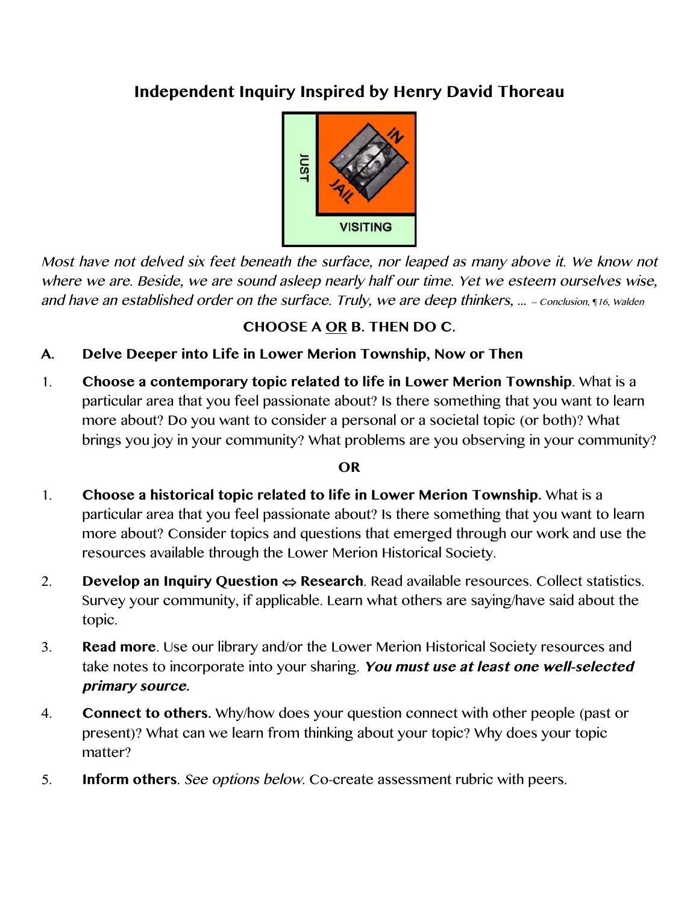# Independent Inquiry Inspired by Henry David Thoreau

*Most have not delved six feet beneath the surface, nor leaped as many above it. We know not where we are. Beside, we are sound asleep nearly half our time. Yet we esteem ourselves wise, and have an established order on the surface. Truly, we are deep thinkers, …* -- *Conclusion, ¶16, Walden*

**CHOOSE A <u>OR</u> B. THEN DO C.**

**A. Delve Deeper into Life in Lower Merion Township, Now or Then**

1. **Choose a contemporary topic related to life in Lower Merion Township**. What is a particular area that you feel passionate about? Is there something that you want to learn more about? Do you want to consider a personal or a societal topic (or both)? What brings you joy in your community? What problems are you observing in your community?

**OR**

1. **Choose a historical topic related to life in Lower Merion Township.** What is a particular area that you feel passionate about? Is there something that you want to learn more about? Consider topics and questions that emerged through our work and use the resources available through the Lower Merion Historical Society.

2. **Develop an Inquiry Question ⇔ Research**. Read available resources. Collect statistics. Survey your community, if applicable. Learn what others are saying/have said about the topic.

3. **Read more**. Use our library and/or the Lower Merion Historical Society resources and take notes to incorporate into your sharing. ***You must use at least one well-selected primary source.***

4. **Connect to others.** Why/how does your question connect with other people (past or present)? What can we learn from thinking about your topic? Why does your topic matter?

5. **Inform others**. *See options below.* Co-create assessment rubric with peers.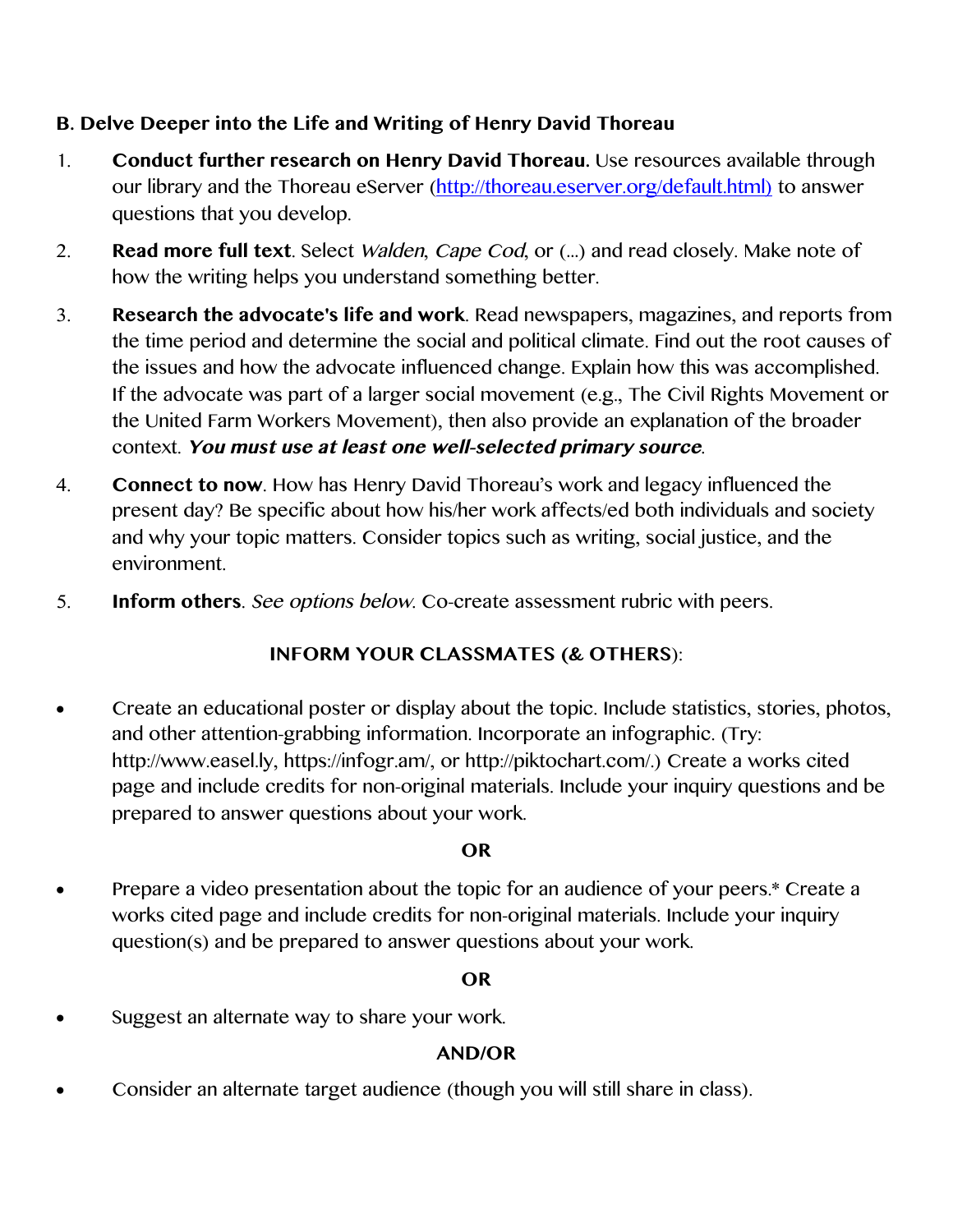**B. Delve Deeper into the Life and Writing of Henry David Thoreau**

1. **Conduct further research on Henry David Thoreau.** Use resources available through our library and the Thoreau eServer ([http://thoreau.eserver.org/default.html)](http://thoreau.eserver.org/default.html) to answer questions that you develop.

2. **Read more full text**. Select *Walden*, *Cape Cod*, or (…) and read closely. Make note of how the writing helps you understand something better.

3. **Research the advocate's life and work**. Read newspapers, magazines, and reports from the time period and determine the social and political climate. Find out the root causes of the issues and how the advocate influenced change. Explain how this was accomplished. If the advocate was part of a larger social movement (e.g., The Civil Rights Movement or the United Farm Workers Movement), then also provide an explanation of the broader context. ***You must use at least one well-selected primary source***.

4. **Connect to now**. How has Henry David Thoreau's work and legacy influenced the present day? Be specific about how his/her work affects/ed both individuals and society and why your topic matters. Consider topics such as writing, social justice, and the environment.

5. **Inform others**. *See options below*. Co-create assessment rubric with peers.

**INFORM YOUR CLASSMATES (& OTHERS)**:

- Create an educational poster or display about the topic. Include statistics, stories, photos, and other attention-grabbing information. Incorporate an infographic. (Try: http://www.easel.ly, https://infogr.am/, or http://piktochart.com/.) Create a works cited page and include credits for non-original materials. Include your inquiry questions and be prepared to answer questions about your work.

**OR**

- Prepare a video presentation about the topic for an audience of your peers.* Create a works cited page and include credits for non-original materials. Include your inquiry question(s) and be prepared to answer questions about your work.

**OR**

- Suggest an alternate way to share your work.

**AND/OR**

- Consider an alternate target audience (though you will still share in class).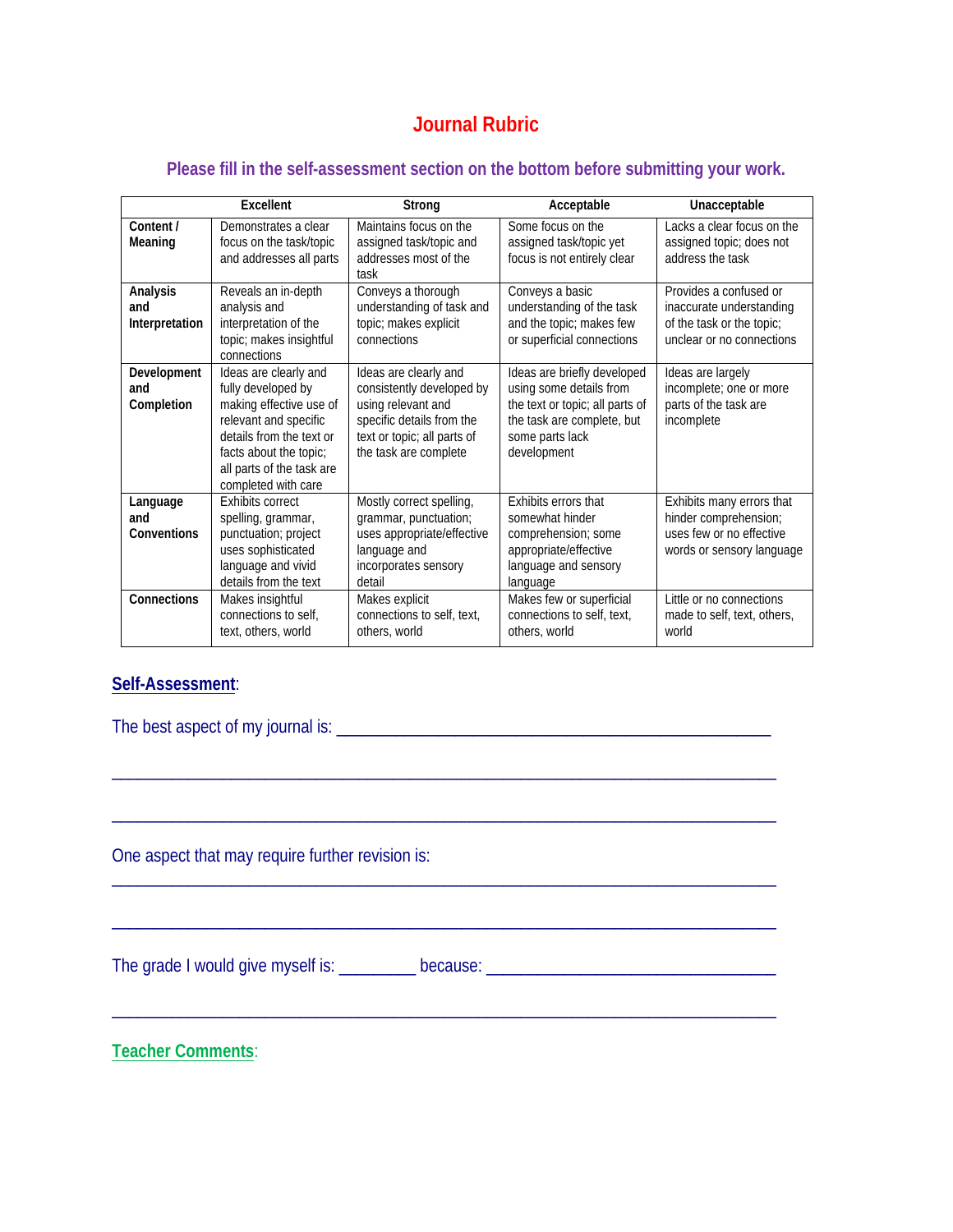# Journal Rubric

## Please fill in the self-assessment section on the bottom before submitting your work.

| | Excellent | Strong | Acceptable | Unacceptable |
|---|---|---|---|---|
| **Content / Meaning** | Demonstrates a clear focus on the task/topic and addresses all parts | Maintains focus on the assigned task/topic and addresses most of the task | Some focus on the assigned task/topic yet focus is not entirely clear | Lacks a clear focus on the assigned topic; does not address the task |
| **Analysis and Interpretation** | Reveals an in-depth analysis and interpretation of the topic; makes insightful connections | Conveys a thorough understanding of task and topic; makes explicit connections | Conveys a basic understanding of the task and the topic; makes few or superficial connections | Provides a confused or inaccurate understanding of the task or the topic; unclear or no connections |
| **Development and Completion** | Ideas are clearly and fully developed by making effective use of relevant and specific details from the text or facts about the topic; all parts of the task are completed with care | Ideas are clearly and consistently developed by using relevant and specific details from the text or topic; all parts of the task are complete | Ideas are briefly developed using some details from the text or topic; all parts of the task are complete, but some parts lack development | Ideas are largely incomplete; one or more parts of the task are incomplete |
| **Language and Conventions** | Exhibits correct spelling, grammar, punctuation; project uses sophisticated language and vivid details from the text | Mostly correct spelling, grammar, punctuation; uses appropriate/effective language and incorporates sensory detail | Exhibits errors that somewhat hinder comprehension; some appropriate/effective language and sensory language | Exhibits many errors that hinder comprehension; uses few or no effective words or sensory language |
| **Connections** | Makes insightful connections to self, text, others, world | Makes explicit connections to self, text, others, world | Makes few or superficial connections to self, text, others, world | Little or no connections made to self, text, others, world |

**Self-Assessment**:

The best aspect of my journal is: ____________________________________________

______________________________________________________________________

______________________________________________________________________

One aspect that may require further revision is:

______________________________________________________________________

______________________________________________________________________

The grade I would give myself is: ________ because: ______________________________

______________________________________________________________________

**Teacher Comments**: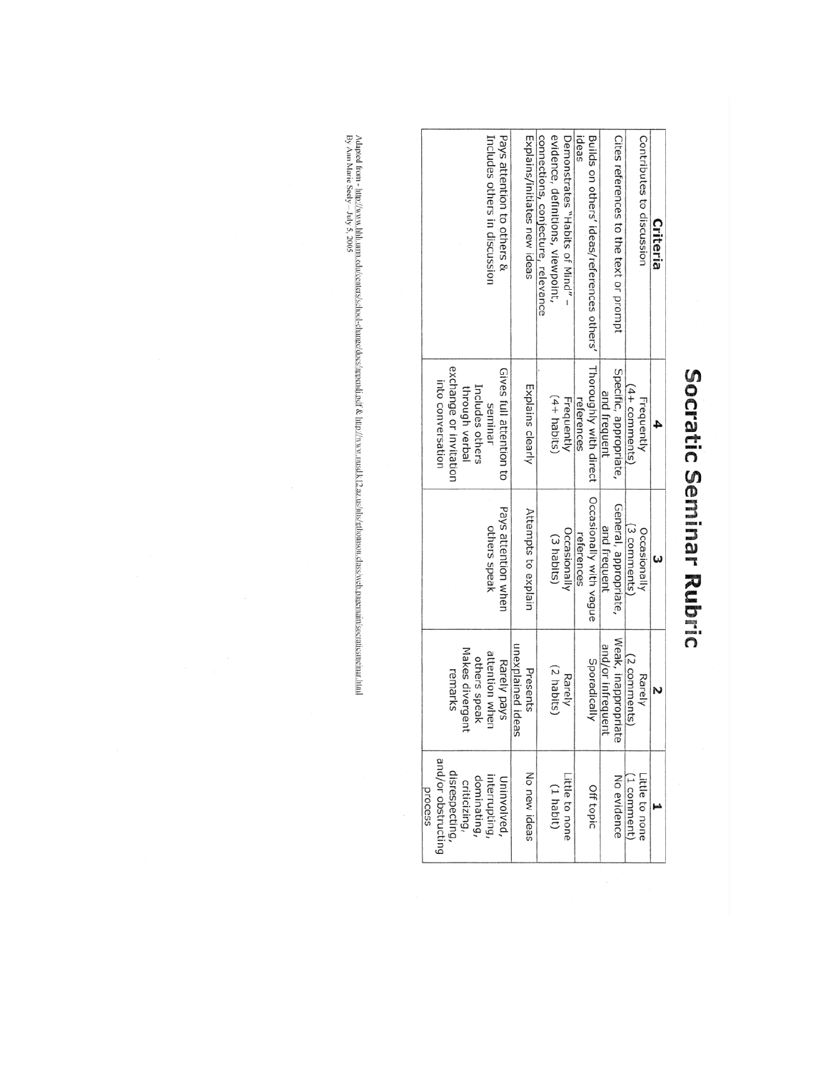# Socratic Seminar Rubric

| Criteria | 4 | 3 | 2 | 1 |
|---|---|---|---|---|
| Contributes to discussion | Frequently (4+ comments) | Occasionally (3 comments) | Rarely (2 comments) | Little to none (1 comment) |
| Cites references to the text or prompt | Specific, appropriate, and frequent | General, appropriate, and frequent | Weak, inappropriate and/or infrequent | No evidence |
| Builds on others' ideas/references others' ideas | Thoroughly with direct references | Occasionally with vague references | Sporadically | Off topic |
| Demonstrates "Habits of Mind" – evidence, definitions, viewpoint, connections, conjecture, relevance | Frequently (4+ habits) | Occasionally (3 habits) | Rarely (2 habits) | Little to none (1 habit) |
| Explains/initiates new ideas | Explains clearly | Attempts to explain | Presents unexplained ideas | No new ideas |
| Pays attention to others & Includes others in discussion | Gives full attention to seminar Includes others through verbal exchange or invitation into conversation | Pays attention when others speak | Rarely pays attention when others speak Makes divergent remarks | Uninvolved, interrupting, dominating, criticizing, disrespecting, and/or obstructing process |

Adapted from - http://www.lhh.umn.edu/centers/school-change/docs/appendi.pdf & http://www.rusd.k12.az.us/mhs/gthomson.class/web.pagemain/socraticseminar.html
By Ann Marie Seely – July 5, 2005